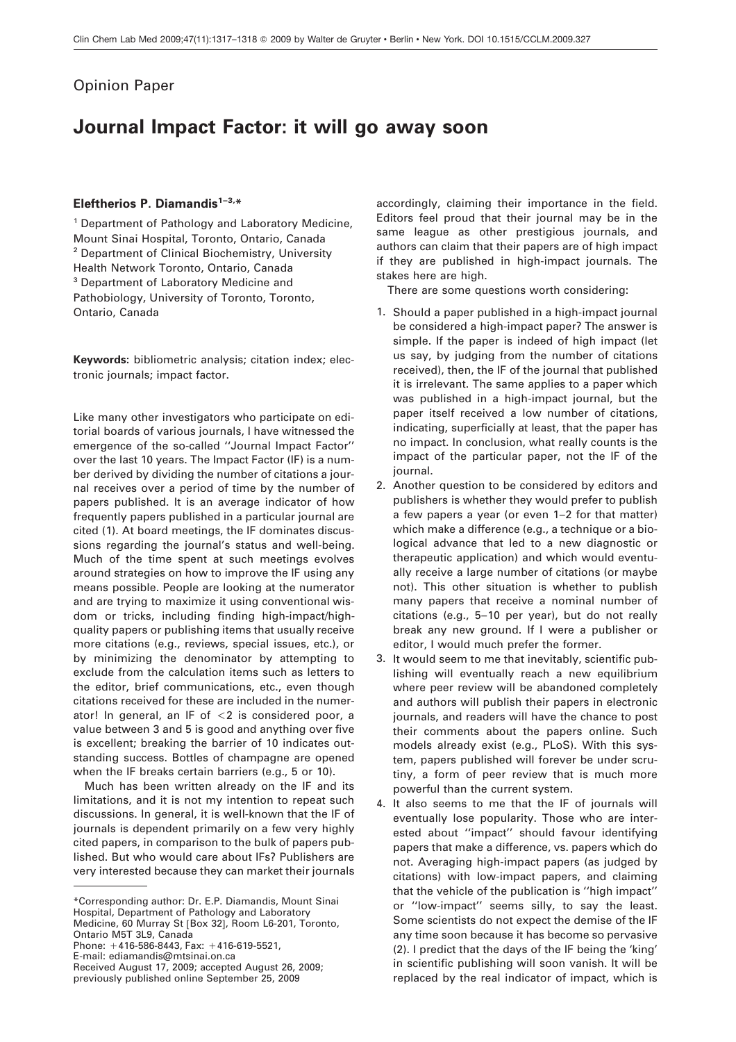Opinion Paper

# Journal Impact Factor: it will go away soon

**Eleftherios P. Diamandis[1–3,*]**

[1] Department of Pathology and Laboratory Medicine, Mount Sinai Hospital, Toronto, Ontario, Canada
[2] Department of Clinical Biochemistry, University Health Network Toronto, Ontario, Canada
[3] Department of Laboratory Medicine and Pathobiology, University of Toronto, Toronto, Ontario, Canada

**Keywords:** bibliometric analysis; citation index; electronic journals; impact factor.

Like many other investigators who participate on editorial boards of various journals, I have witnessed the emergence of the so-called ''Journal Impact Factor'' over the last 10 years. The Impact Factor (IF) is a number derived by dividing the number of citations a journal receives over a period of time by the number of papers published. It is an average indicator of how frequently papers published in a particular journal are cited (1). At board meetings, the IF dominates discussions regarding the journal's status and well-being. Much of the time spent at such meetings evolves around strategies on how to improve the IF using any means possible. People are looking at the numerator and are trying to maximize it using conventional wisdom or tricks, including finding high-impact/high-quality papers or publishing items that usually receive more citations (e.g., reviews, special issues, etc.), or by minimizing the denominator by attempting to exclude from the calculation items such as letters to the editor, brief communications, etc., even though citations received for these are included in the numerator! In general, an IF of $<2$ is considered poor, a value between 3 and 5 is good and anything over five is excellent; breaking the barrier of 10 indicates outstanding success. Bottles of champagne are opened when the IF breaks certain barriers (e.g., 5 or 10).

Much has been written already on the IF and its limitations, and it is not my intention to repeat such discussions. In general, it is well-known that the IF of journals is dependent primarily on a few very highly cited papers, in comparison to the bulk of papers published. But who would care about IFs? Publishers are very interested because they can market their journals accordingly, claiming their importance in the field. Editors feel proud that their journal may be in the same league as other prestigious journals, and authors can claim that their papers are of high impact if they are published in high-impact journals. The stakes here are high.

There are some questions worth considering:

1. Should a paper published in a high-impact journal be considered a high-impact paper? The answer is simple. If the paper is indeed of high impact (let us say, by judging from the number of citations received), then, the IF of the journal that published it is irrelevant. The same applies to a paper which was published in a high-impact journal, but the paper itself received a low number of citations, indicating, superficially at least, that the paper has no impact. In conclusion, what really counts is the impact of the particular paper, not the IF of the journal.
2. Another question to be considered by editors and publishers is whether they would prefer to publish a few papers a year (or even 1–2 for that matter) which make a difference (e.g., a technique or a biological advance that led to a new diagnostic or therapeutic application) and which would eventually receive a large number of citations (or maybe not). This other situation is whether to publish many papers that receive a nominal number of citations (e.g., 5–10 per year), but do not really break any new ground. If I were a publisher or editor, I would much prefer the former.
3. It would seem to me that inevitably, scientific publishing will eventually reach a new equilibrium where peer review will be abandoned completely and authors will publish their papers in electronic journals, and readers will have the chance to post their comments about the papers online. Such models already exist (e.g., PLoS). With this system, papers published will forever be under scrutiny, a form of peer review that is much more powerful than the current system.
4. It also seems to me that the IF of journals will eventually lose popularity. Those who are interested about ''impact'' should favour identifying papers that make a difference, vs. papers which do not. Averaging high-impact papers (as judged by citations) with low-impact papers, and claiming that the vehicle of the publication is ''high impact'' or ''low-impact'' seems silly, to say the least. Some scientists do not expect the demise of the IF any time soon because it has become so pervasive (2). I predict that the days of the IF being the 'king' in scientific publishing will soon vanish. It will be replaced by the real indicator of impact, which is

*Corresponding author: Dr. E.P. Diamandis, Mount Sinai Hospital, Department of Pathology and Laboratory Medicine, 60 Murray St [Box 32], Room L6-201, Toronto, Ontario M5T 3L9, Canada
Phone: +416-586-8443, Fax: +416-619-5521,
E-mail: ediamandis@mtsinai.on.ca
Received August 17, 2009; accepted August 26, 2009; previously published online September 25, 2009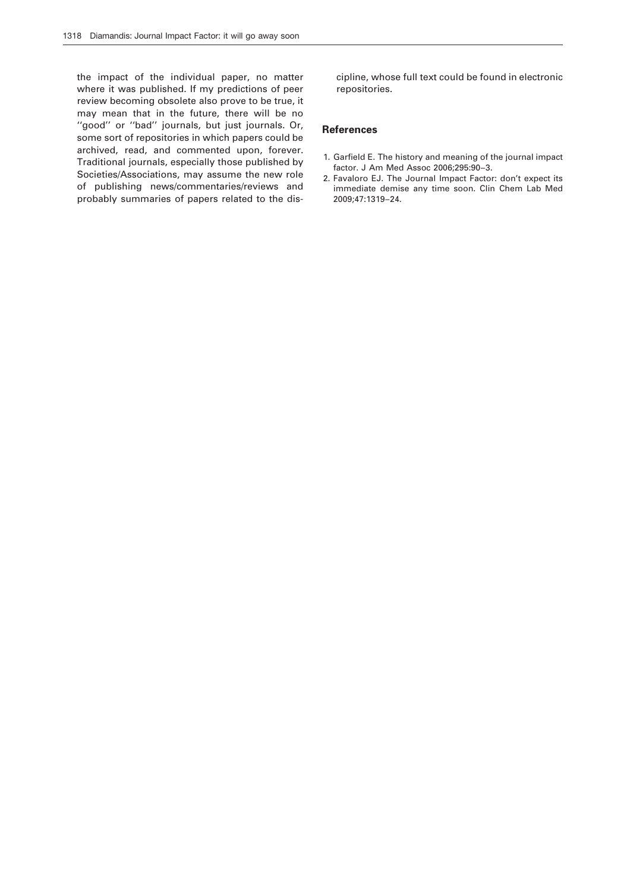the impact of the individual paper, no matter where it was published. If my predictions of peer review becoming obsolete also prove to be true, it may mean that in the future, there will be no ''good'' or ''bad'' journals, but just journals. Or, some sort of repositories in which papers could be archived, read, and commented upon, forever. Traditional journals, especially those published by Societies/Associations, may assume the new role of publishing news/commentaries/reviews and probably summaries of papers related to the discipline, whose full text could be found in electronic repositories.

## References

1. Garfield E. The history and meaning of the journal impact factor. J Am Med Assoc 2006;295:90–3.
2. Favaloro EJ. The Journal Impact Factor: don't expect its immediate demise any time soon. Clin Chem Lab Med 2009;47:1319–24.